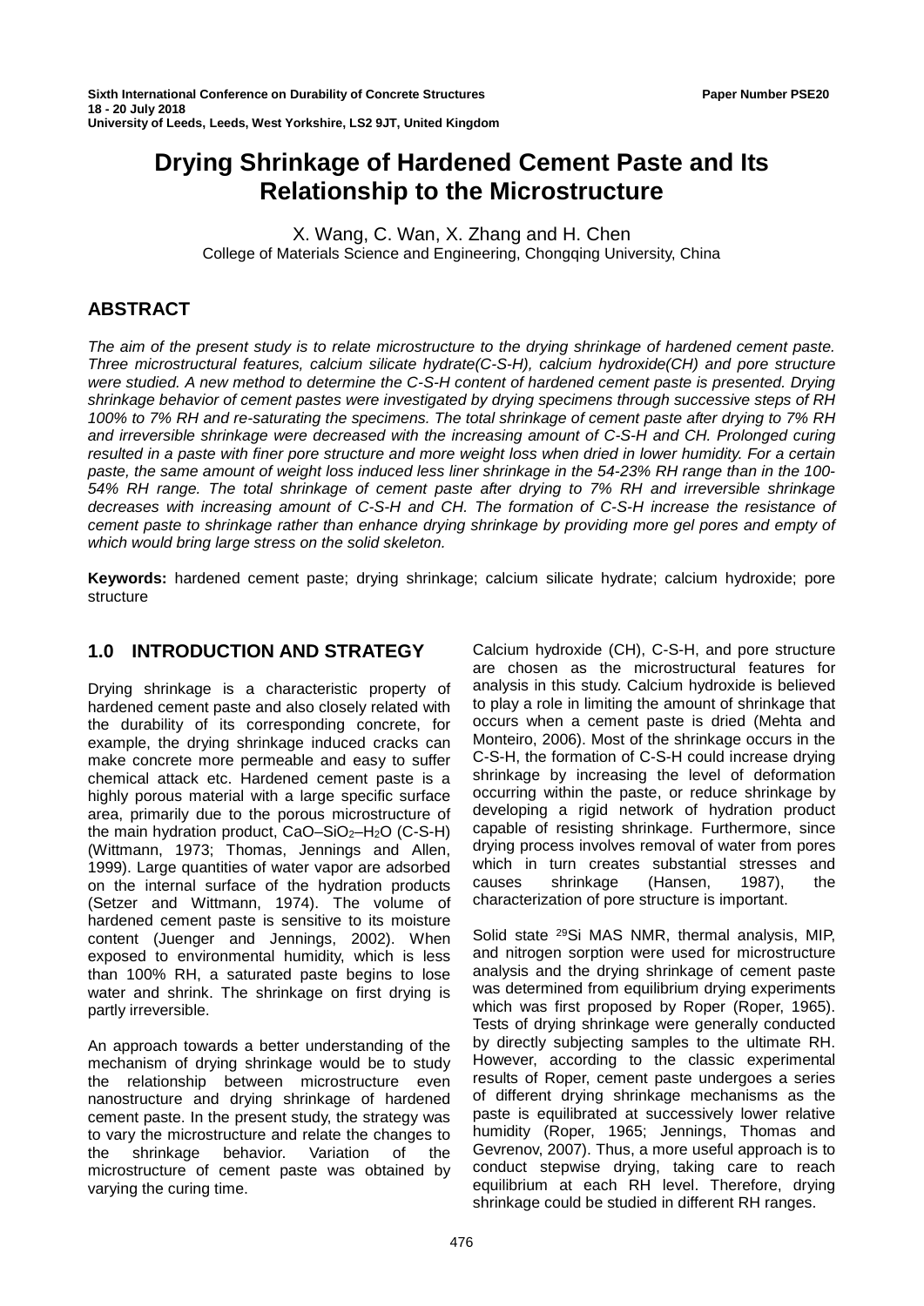# Drying Shrinkage of Hardened Cement Paste and Its Relationship to the Microstructure

X. Wang, C. Wan, X. Zhang and H. Chen
College of Materials Science and Engineering, Chongqing University, China

## ABSTRACT

*The aim of the present study is to relate microstructure to the drying shrinkage of hardened cement paste. Three microstructural features, calcium silicate hydrate(C-S-H), calcium hydroxide(CH) and pore structure were studied. A new method to determine the C-S-H content of hardened cement paste is presented. Drying shrinkage behavior of cement pastes were investigated by drying specimens through successive steps of RH 100% to 7% RH and re-saturating the specimens. The total shrinkage of cement paste after drying to 7% RH and irreversible shrinkage were decreased with the increasing amount of C-S-H and CH. Prolonged curing resulted in a paste with finer pore structure and more weight loss when dried in lower humidity. For a certain paste, the same amount of weight loss induced less liner shrinkage in the 54-23% RH range than in the 100-54% RH range. The total shrinkage of cement paste after drying to 7% RH and irreversible shrinkage decreases with increasing amount of C-S-H and CH. The formation of C-S-H increase the resistance of cement paste to shrinkage rather than enhance drying shrinkage by providing more gel pores and empty of which would bring large stress on the solid skeleton.*

**Keywords:** hardened cement paste; drying shrinkage; calcium silicate hydrate; calcium hydroxide; pore structure

## 1.0 INTRODUCTION AND STRATEGY

Drying shrinkage is a characteristic property of hardened cement paste and also closely related with the durability of its corresponding concrete, for example, the drying shrinkage induced cracks can make concrete more permeable and easy to suffer chemical attack etc. Hardened cement paste is a highly porous material with a large specific surface area, primarily due to the porous microstructure of the main hydration product, $CaO–SiO_2–H_2O$ (C-S-H) (Wittmann, 1973; Thomas, Jennings and Allen, 1999). Large quantities of water vapor are adsorbed on the internal surface of the hydration products (Setzer and Wittmann, 1974). The volume of hardened cement paste is sensitive to its moisture content (Juenger and Jennings, 2002). When exposed to environmental humidity, which is less than 100% RH, a saturated paste begins to lose water and shrink. The shrinkage on first drying is partly irreversible.

An approach towards a better understanding of the mechanism of drying shrinkage would be to study the relationship between microstructure even nanostructure and drying shrinkage of hardened cement paste. In the present study, the strategy was to vary the microstructure and relate the changes to the shrinkage behavior. Variation of the microstructure of cement paste was obtained by varying the curing time.

Calcium hydroxide (CH), C-S-H, and pore structure are chosen as the microstructural features for analysis in this study. Calcium hydroxide is believed to play a role in limiting the amount of shrinkage that occurs when a cement paste is dried (Mehta and Monteiro, 2006). Most of the shrinkage occurs in the C-S-H, the formation of C-S-H could increase drying shrinkage by increasing the level of deformation occurring within the paste, or reduce shrinkage by developing a rigid network of hydration product capable of resisting shrinkage. Furthermore, since drying process involves removal of water from pores which in turn creates substantial stresses and causes shrinkage (Hansen, 1987), the characterization of pore structure is important.

Solid state $^{29}$Si MAS NMR, thermal analysis, MIP, and nitrogen sorption were used for microstructure analysis and the drying shrinkage of cement paste was determined from equilibrium drying experiments which was first proposed by Roper (Roper, 1965). Tests of drying shrinkage were generally conducted by directly subjecting samples to the ultimate RH. However, according to the classic experimental results of Roper, cement paste undergoes a series of different drying shrinkage mechanisms as the paste is equilibrated at successively lower relative humidity (Roper, 1965; Jennings, Thomas and Gevrenov, 2007). Thus, a more useful approach is to conduct stepwise drying, taking care to reach equilibrium at each RH level. Therefore, drying shrinkage could be studied in different RH ranges.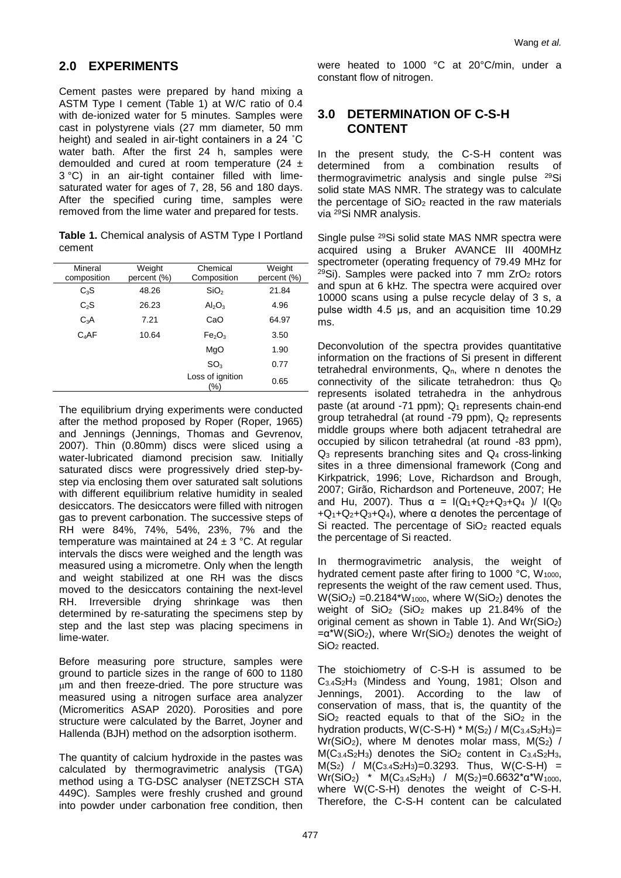## 2.0 EXPERIMENTS

Cement pastes were prepared by hand mixing a ASTM Type I cement (Table 1) at W/C ratio of 0.4 with de-ionized water for 5 minutes. Samples were cast in polystyrene vials (27 mm diameter, 50 mm height) and sealed in air-tight containers in a 24 ˚C water bath. After the first 24 h, samples were demoulded and cured at room temperature (24 ± 3 °C) in an air-tight container filled with lime-saturated water for ages of 7, 28, 56 and 180 days. After the specified curing time, samples were removed from the lime water and prepared for tests.

**Table 1.** Chemical analysis of ASTM Type I Portland cement

| Mineral composition | Weight percent (%) | Chemical Composition | Weight percent (%) |
|---|---|---|---|
| $C_3S$ | 48.26 | $SiO_2$ | 21.84 |
| $C_2S$ | 26.23 | $Al_2O_3$ | 4.96 |
| $C_3A$ | 7.21 | CaO | 64.97 |
| $C_4AF$ | 10.64 | $Fe_2O_3$ | 3.50 |
| | | MgO | 1.90 |
| | | $SO_3$ | 0.77 |
| | | Loss of ignition (%) | 0.65 |

The equilibrium drying experiments were conducted after the method proposed by Roper (Roper, 1965) and Jennings (Jennings, Thomas and Gevrenov, 2007). Thin (0.80mm) discs were sliced using a water-lubricated diamond precision saw. Initially saturated discs were progressively dried step-by-step via enclosing them over saturated salt solutions with different equilibrium relative humidity in sealed desiccators. The desiccators were filled with nitrogen gas to prevent carbonation. The successive steps of RH were 84%, 74%, 54%, 23%, 7% and the temperature was maintained at 24 ± 3 °C. At regular intervals the discs were weighed and the length was measured using a micrometre. Only when the length and weight stabilized at one RH was the discs moved to the desiccators containing the next-level RH. Irreversible drying shrinkage was then determined by re-saturating the specimens step by step and the last step was placing specimens in lime-water.

Before measuring pore structure, samples were ground to particle sizes in the range of 600 to 1180 μm and then freeze-dried. The pore structure was measured using a nitrogen surface area analyzer (Micromeritics ASAP 2020). Porosities and pore structure were calculated by the Barret, Joyner and Hallenda (BJH) method on the adsorption isotherm.

The quantity of calcium hydroxide in the pastes was calculated by thermogravimetric analysis (TGA) method using a TG-DSC analyser (NETZSCH STA 449C). Samples were freshly crushed and ground into powder under carbonation free condition, then were heated to 1000 °C at 20°C/min, under a constant flow of nitrogen.

## 3.0 DETERMINATION OF C-S-H CONTENT

In the present study, the C-S-H content was determined from a combination results of thermogravimetric analysis and single pulse $^{29}Si$ solid state MAS NMR. The strategy was to calculate the percentage of $SiO_2$ reacted in the raw materials via $^{29}Si$ NMR analysis.

Single pulse $^{29}Si$ solid state MAS NMR spectra were acquired using a Bruker AVANCE III 400MHz spectrometer (operating frequency of 79.49 MHz for $^{29}Si$). Samples were packed into 7 mm $ZrO_2$ rotors and spun at 6 kHz. The spectra were acquired over 10000 scans using a pulse recycle delay of 3 s, a pulse width 4.5 μs, and an acquisition time 10.29 ms.

Deconvolution of the spectra provides quantitative information on the fractions of Si present in different tetrahedral environments, $Q_n$, where n denotes the connectivity of the silicate tetrahedron: thus $Q_0$ represents isolated tetrahedra in the anhydrous paste (at around -71 ppm); $Q_1$ represents chain-end group tetrahedral (at round -79 ppm), $Q_2$ represents middle groups where both adjacent tetrahedral are occupied by silicon tetrahedral (at round -83 ppm), $Q_3$ represents branching sites and $Q_4$ cross-linking sites in a three dimensional framework (Cong and Kirkpatrick, 1996; Love, Richardson and Brough, 2007; Girão, Richardson and Porteneuve, 2007; He and Hu, 2007). Thus $\alpha = I(Q_1+Q_2+Q_3+Q_4)/I(Q_0+Q_1+Q_2+Q_3+Q_4)$, where α denotes the percentage of Si reacted. The percentage of $SiO_2$ reacted equals the percentage of Si reacted.

In thermogravimetric analysis, the weight of hydrated cement paste after firing to 1000 °C, $W_{1000}$, represents the weight of the raw cement used. Thus, $W(SiO_2) = 0.2184*W_{1000}$, where $W(SiO_2)$ denotes the weight of $SiO_2$ ($SiO_2$ makes up 21.84% of the original cement as shown in Table 1). And $Wr(SiO_2) = \alpha*W(SiO_2)$, where $Wr(SiO_2)$ denotes the weight of $SiO_2$ reacted.

The stoichiometry of C-S-H is assumed to be $C_{3.4}S_2H_3$ (Mindess and Young, 1981; Olson and Jennings, 2001). According to the law of conservation of mass, that is, the quantity of the $SiO_2$ reacted equals to that of the $SiO_2$ in the hydration products, $W(C\text{-}S\text{-}H) * M(S_2) / M(C_{3.4}S_2H_3) = Wr(SiO_2)$, where M denotes molar mass, $M(S_2) / M(C_{3.4}S_2H_3)$ denotes the $SiO_2$ content in $C_{3.4}S_2H_3$, $M(S_2) / M(C_{3.4}S_2H_3) = 0.3293$. Thus, $W(C\text{-}S\text{-}H) = Wr(SiO_2) * M(C_{3.4}S_2H_3) / M(S_2) = 0.6632*\alpha*W_{1000}$, where W(C-S-H) denotes the weight of C-S-H. Therefore, the C-S-H content can be calculated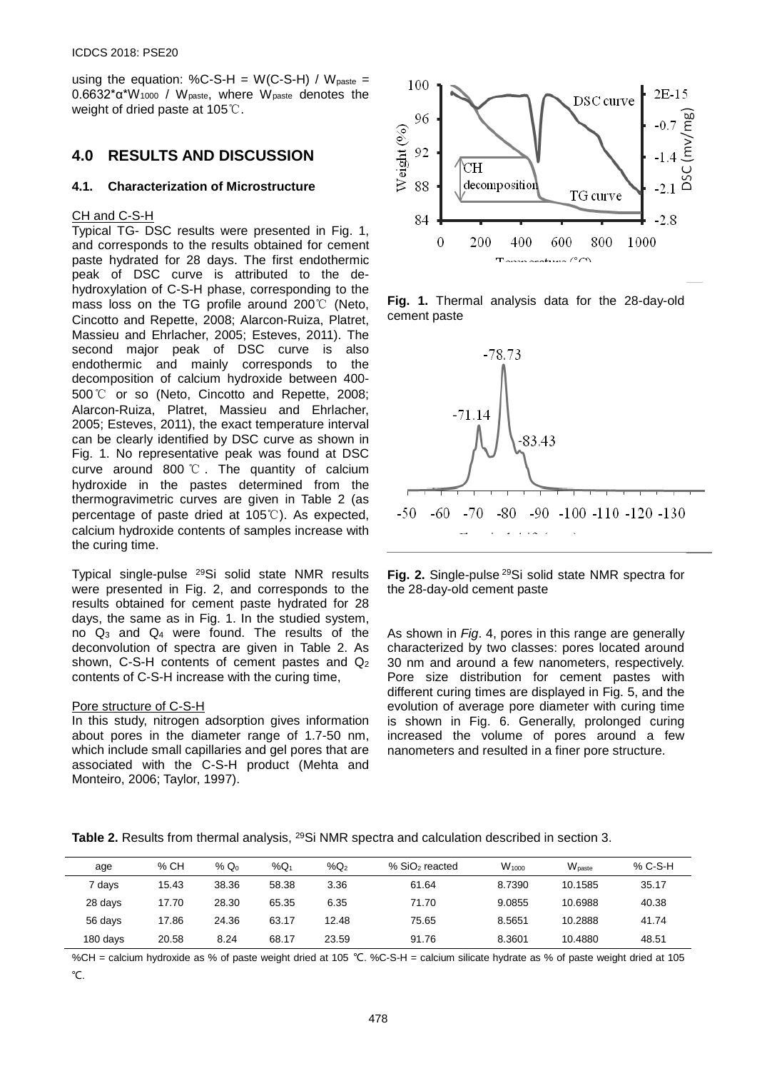using the equation: %C-S-H = W(C-S-H) / $W_{paste}$ = 0.6632*α*$W_{1000}$ / $W_{paste}$, where $W_{paste}$ denotes the weight of dried paste at 105℃.

## 4.0 RESULTS AND DISCUSSION

### 4.1. Characterization of Microstructure

CH and C-S-H

Typical TG- DSC results were presented in Fig. 1, and corresponds to the results obtained for cement paste hydrated for 28 days. The first endothermic peak of DSC curve is attributed to the de-hydroxylation of C-S-H phase, corresponding to the mass loss on the TG profile around 200℃ (Neto, Cincotto and Repette, 2008; Alarcon-Ruiza, Platret, Massieu and Ehrlacher, 2005; Esteves, 2011). The second major peak of DSC curve is also endothermic and mainly corresponds to the decomposition of calcium hydroxide between 400-500℃ or so (Neto, Cincotto and Repette, 2008; Alarcon-Ruiza, Platret, Massieu and Ehrlacher, 2005; Esteves, 2011), the exact temperature interval can be clearly identified by DSC curve as shown in Fig. 1. No representative peak was found at DSC curve around 800℃. The quantity of calcium hydroxide in the pastes determined from the thermogravimetric curves are given in Table 2 (as percentage of paste dried at 105℃). As expected, calcium hydroxide contents of samples increase with the curing time.

Fig. 1. Thermal analysis data for the 28-day-old cement paste

Typical single-pulse $^{29}Si$ solid state NMR results were presented in Fig. 2, and corresponds to the results obtained for cement paste hydrated for 28 days, the same as in Fig. 1. In the studied system, no $Q_3$ and $Q_4$ were found. The results of the deconvolution of spectra are given in Table 2. As shown, C-S-H contents of cement pastes and $Q_2$ contents of C-S-H increase with the curing time,

Fig. 2. Single-pulse $^{29}Si$ solid state NMR spectra for the 28-day-old cement paste

Pore structure of C-S-H

In this study, nitrogen adsorption gives information about pores in the diameter range of 1.7-50 nm, which include small capillaries and gel pores that are associated with the C-S-H product (Mehta and Monteiro, 2006; Taylor, 1997).

As shown in *Fig*. 4, pores in this range are generally characterized by two classes: pores located around 30 nm and around a few nanometers, respectively. Pore size distribution for cement pastes with different curing times are displayed in Fig. 5, and the evolution of average pore diameter with curing time is shown in Fig. 6. Generally, prolonged curing increased the volume of pores around a few nanometers and resulted in a finer pore structure.

**Table 2.** Results from thermal analysis, $^{29}Si$ NMR spectra and calculation described in section 3.

| age | % CH | % $Q_0$ | %$Q_1$ | %$Q_2$ | % $SiO_2$ reacted | $W_{1000}$ | $W_{paste}$ | % C-S-H |
|---|---|---|---|---|---|---|---|---|
| 7 days | 15.43 | 38.36 | 58.38 | 3.36 | 61.64 | 8.7390 | 10.1585 | 35.17 |
| 28 days | 17.70 | 28.30 | 65.35 | 6.35 | 71.70 | 9.0855 | 10.6988 | 40.38 |
| 56 days | 17.86 | 24.36 | 63.17 | 12.48 | 75.65 | 8.5651 | 10.2888 | 41.74 |
| 180 days | 20.58 | 8.24 | 68.17 | 23.59 | 91.76 | 8.3601 | 10.4880 | 48.51 |

%CH = calcium hydroxide as % of paste weight dried at 105 ℃. %C-S-H = calcium silicate hydrate as % of paste weight dried at 105 ℃.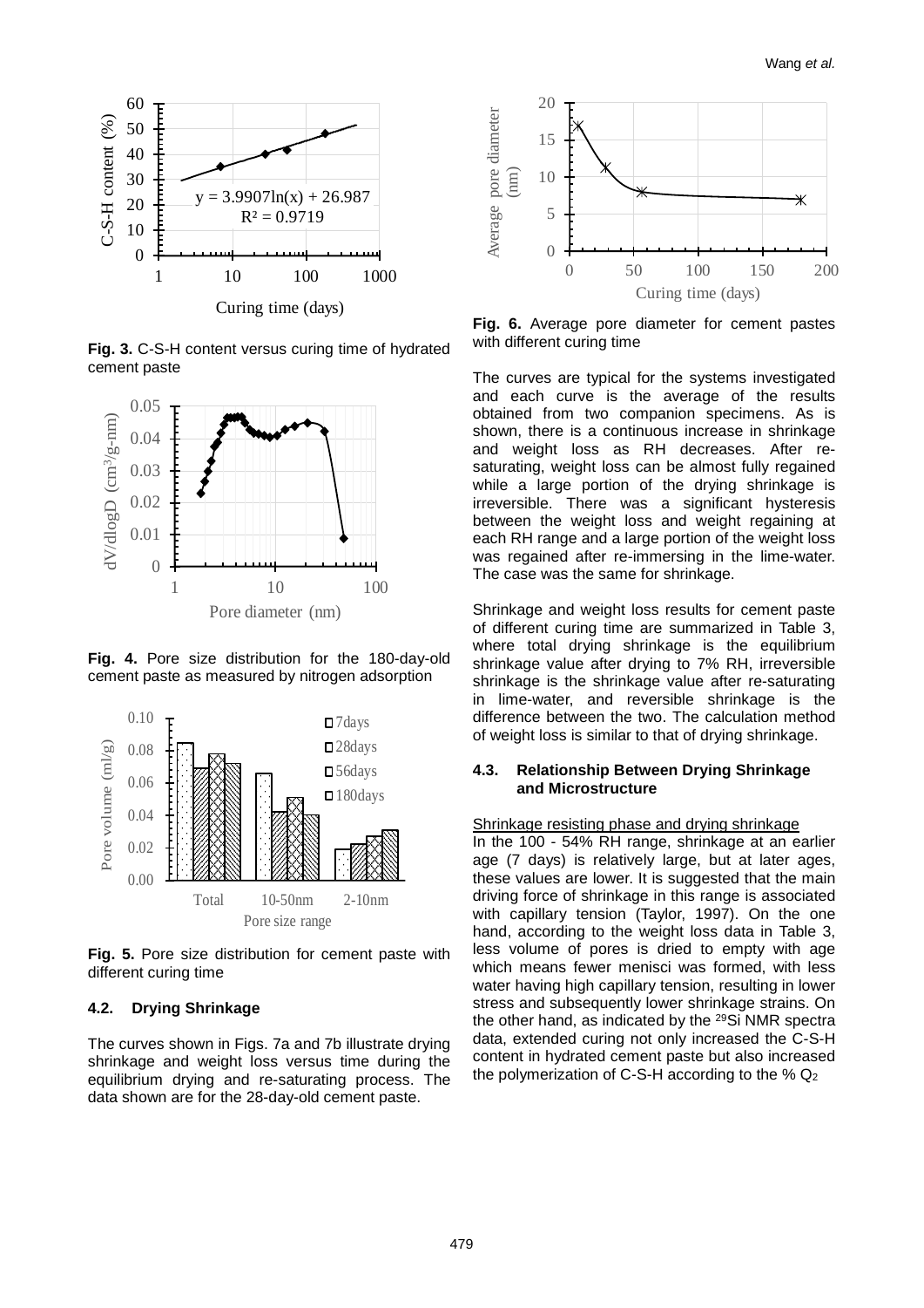Fig. 3. C-S-H content versus curing time of hydrated cement paste

Fig. 4. Pore size distribution for the 180-day-old cement paste as measured by nitrogen adsorption

Fig. 5. Pore size distribution for cement paste with different curing time

### 4.2. Drying Shrinkage

The curves shown in Figs. 7a and 7b illustrate drying shrinkage and weight loss versus time during the equilibrium drying and re-saturating process. The data shown are for the 28-day-old cement paste.

Fig. 6. Average pore diameter for cement pastes with different curing time

The curves are typical for the systems investigated and each curve is the average of the results obtained from two companion specimens. As is shown, there is a continuous increase in shrinkage and weight loss as RH decreases. After re-saturating, weight loss can be almost fully regained while a large portion of the drying shrinkage is irreversible. There was a significant hysteresis between the weight loss and weight regaining at each RH range and a large portion of the weight loss was regained after re-immersing in the lime-water. The case was the same for shrinkage.

Shrinkage and weight loss results for cement paste of different curing time are summarized in Table 3, where total drying shrinkage is the equilibrium shrinkage value after drying to 7% RH, irreversible shrinkage is the shrinkage value after re-saturating in lime-water, and reversible shrinkage is the difference between the two. The calculation method of weight loss is similar to that of drying shrinkage.

### 4.3. Relationship Between Drying Shrinkage and Microstructure

Shrinkage resisting phase and drying shrinkage

In the 100 - 54% RH range, shrinkage at an earlier age (7 days) is relatively large, but at later ages, these values are lower. It is suggested that the main driving force of shrinkage in this range is associated with capillary tension (Taylor, 1997). On the one hand, according to the weight loss data in Table 3, less volume of pores is dried to empty with age which means fewer menisci was formed, with less water having high capillary tension, resulting in lower stress and subsequently lower shrinkage strains. On the other hand, as indicated by the $^{29}$Si NMR spectra data, extended curing not only increased the C-S-H content in hydrated cement paste but also increased the polymerization of C-S-H according to the % $Q_2$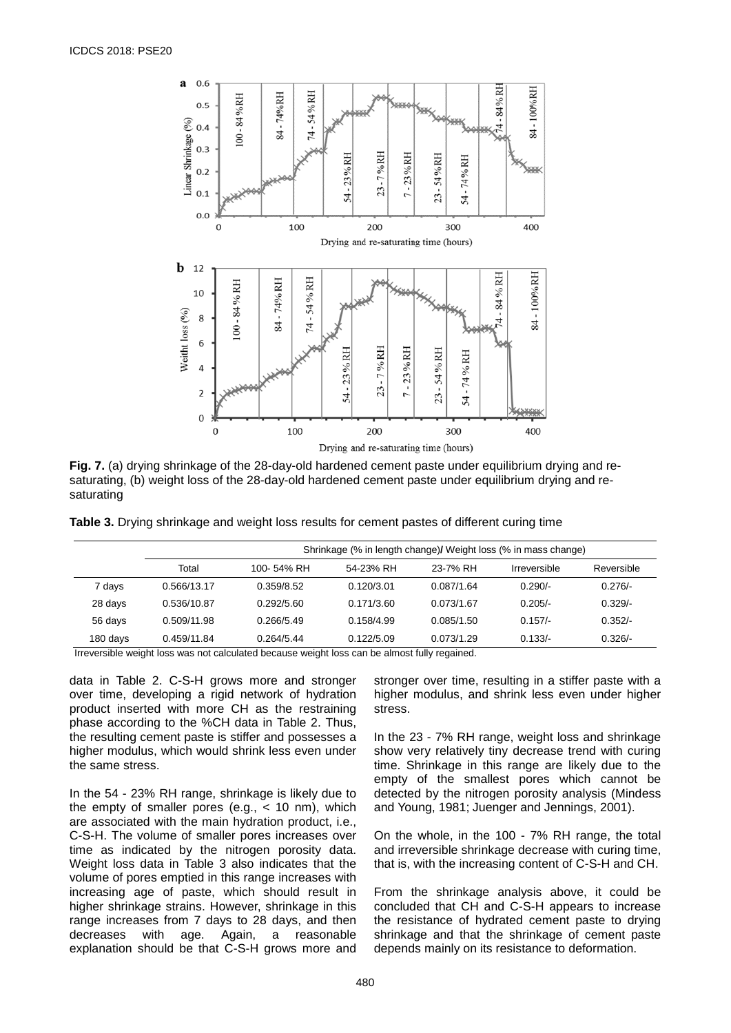**Fig. 7.** (a) drying shrinkage of the 28-day-old hardened cement paste under equilibrium drying and re-saturating, (b) weight loss of the 28-day-old hardened cement paste under equilibrium drying and re-saturating

**Table 3.** Drying shrinkage and weight loss results for cement pastes of different curing time

| | Shrinkage (% in length change)/ Weight loss (% in mass change) | | | | | |
|---|---|---|---|---|---|---|
| | Total | 100- 54% RH | 54-23% RH | 23-7% RH | Irreversible | Reversible |
| 7 days | 0.566/13.17 | 0.359/8.52 | 0.120/3.01 | 0.087/1.64 | 0.290/- | 0.276/- |
| 28 days | 0.536/10.87 | 0.292/5.60 | 0.171/3.60 | 0.073/1.67 | 0.205/- | 0.329/- |
| 56 days | 0.509/11.98 | 0.266/5.49 | 0.158/4.99 | 0.085/1.50 | 0.157/- | 0.352/- |
| 180 days | 0.459/11.84 | 0.264/5.44 | 0.122/5.09 | 0.073/1.29 | 0.133/- | 0.326/- |

Irreversible weight loss was not calculated because weight loss can be almost fully regained.

data in Table 2. C-S-H grows more and stronger over time, developing a rigid network of hydration product inserted with more CH as the restraining phase according to the %CH data in Table 2. Thus, the resulting cement paste is stiffer and possesses a higher modulus, which would shrink less even under the same stress.

In the 54 - 23% RH range, shrinkage is likely due to the empty of smaller pores (e.g., < 10 nm), which are associated with the main hydration product, i.e., C-S-H. The volume of smaller pores increases over time as indicated by the nitrogen porosity data. Weight loss data in Table 3 also indicates that the volume of pores emptied in this range increases with increasing age of paste, which should result in higher shrinkage strains. However, shrinkage in this range increases from 7 days to 28 days, and then decreases with age. Again, a reasonable explanation should be that C-S-H grows more and stronger over time, resulting in a stiffer paste with a higher modulus, and shrink less even under higher stress.

In the 23 - 7% RH range, weight loss and shrinkage show very relatively tiny decrease trend with curing time. Shrinkage in this range are likely due to the empty of the smallest pores which cannot be detected by the nitrogen porosity analysis (Mindess and Young, 1981; Juenger and Jennings, 2001).

On the whole, in the 100 - 7% RH range, the total and irreversible shrinkage decrease with curing time, that is, with the increasing content of C-S-H and CH.

From the shrinkage analysis above, it could be concluded that CH and C-S-H appears to increase the resistance of hydrated cement paste to drying shrinkage and that the shrinkage of cement paste depends mainly on its resistance to deformation.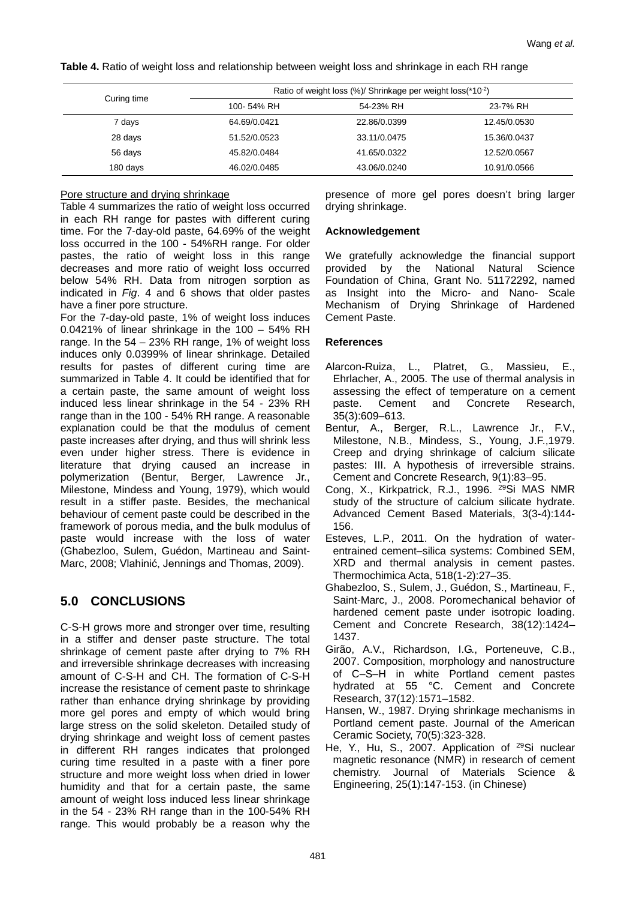**Table 4.** Ratio of weight loss and relationship between weight loss and shrinkage in each RH range

| Curing time | Ratio of weight loss (%)/ Shrinkage per weight loss(*$10^{-2}$) | | |
|---|---|---|---|
| | 100- 54% RH | 54-23% RH | 23-7% RH |
| 7 days | 64.69/0.0421 | 22.86/0.0399 | 12.45/0.0530 |
| 28 days | 51.52/0.0523 | 33.11/0.0475 | 15.36/0.0437 |
| 56 days | 45.82/0.0484 | 41.65/0.0322 | 12.52/0.0567 |
| 180 days | 46.02/0.0485 | 43.06/0.0240 | 10.91/0.0566 |

Pore structure and drying shrinkage

Table 4 summarizes the ratio of weight loss occurred in each RH range for pastes with different curing time. For the 7-day-old paste, 64.69% of the weight loss occurred in the 100 - 54%RH range. For older pastes, the ratio of weight loss in this range decreases and more ratio of weight loss occurred below 54% RH. Data from nitrogen sorption as indicated in *Fig*. 4 and 6 shows that older pastes have a finer pore structure.

For the 7-day-old paste, 1% of weight loss induces 0.0421% of linear shrinkage in the 100 – 54% RH range. In the 54 – 23% RH range, 1% of weight loss induces only 0.0399% of linear shrinkage. Detailed results for pastes of different curing time are summarized in Table 4. It could be identified that for a certain paste, the same amount of weight loss induced less linear shrinkage in the 54 - 23% RH range than in the 100 - 54% RH range. A reasonable explanation could be that the modulus of cement paste increases after drying, and thus will shrink less even under higher stress. There is evidence in literature that drying caused an increase in polymerization (Bentur, Berger, Lawrence Jr., Milestone, Mindess and Young, 1979), which would result in a stiffer paste. Besides, the mechanical behaviour of cement paste could be described in the framework of porous media, and the bulk modulus of paste would increase with the loss of water (Ghabezloo, Sulem, Guédon, Martineau and Saint-Marc, 2008; Vlahinić, Jennings and Thomas, 2009).

## 5.0 CONCLUSIONS

C-S-H grows more and stronger over time, resulting in a stiffer and denser paste structure. The total shrinkage of cement paste after drying to 7% RH and irreversible shrinkage decreases with increasing amount of C-S-H and CH. The formation of C-S-H increase the resistance of cement paste to shrinkage rather than enhance drying shrinkage by providing more gel pores and empty of which would bring large stress on the solid skeleton. Detailed study of drying shrinkage and weight loss of cement pastes in different RH ranges indicates that prolonged curing time resulted in a paste with a finer pore structure and more weight loss when dried in lower humidity and that for a certain paste, the same amount of weight loss induced less linear shrinkage in the 54 - 23% RH range than in the 100-54% RH range. This would probably be a reason why the presence of more gel pores doesn't bring larger drying shrinkage.

### Acknowledgement

We gratefully acknowledge the financial support provided by the National Natural Science Foundation of China, Grant No. 51172292, named as Insight into the Micro- and Nano- Scale Mechanism of Drying Shrinkage of Hardened Cement Paste.

### References

Alarcon-Ruiza, L., Platret, G., Massieu, E., Ehrlacher, A., 2005. The use of thermal analysis in assessing the effect of temperature on a cement paste. Cement and Concrete Research, 35(3):609–613.

Bentur, A., Berger, R.L., Lawrence Jr., F.V., Milestone, N.B., Mindess, S., Young, J.F.,1979. Creep and drying shrinkage of calcium silicate pastes: III. A hypothesis of irreversible strains. Cement and Concrete Research, 9(1):83–95.

Cong, X., Kirkpatrick, R.J., 1996. $^{29}$Si MAS NMR study of the structure of calcium silicate hydrate. Advanced Cement Based Materials, 3(3-4):144-156.

Esteves, L.P., 2011. On the hydration of water-entrained cement–silica systems: Combined SEM, XRD and thermal analysis in cement pastes. Thermochimica Acta, 518(1-2):27–35.

Ghabezloo, S., Sulem, J., Guédon, S., Martineau, F., Saint-Marc, J., 2008. Poromechanical behavior of hardened cement paste under isotropic loading. Cement and Concrete Research, 38(12):1424–1437.

Girão, A.V., Richardson, I.G., Porteneuve, C.B., 2007. Composition, morphology and nanostructure of C–S–H in white Portland cement pastes hydrated at 55 °C. Cement and Concrete Research, 37(12):1571–1582.

Hansen, W., 1987. Drying shrinkage mechanisms in Portland cement paste. Journal of the American Ceramic Society, 70(5):323-328.

He, Y., Hu, S., 2007. Application of $^{29}$Si nuclear magnetic resonance (NMR) in research of cement chemistry. Journal of Materials Science & Engineering, 25(1):147-153. (in Chinese)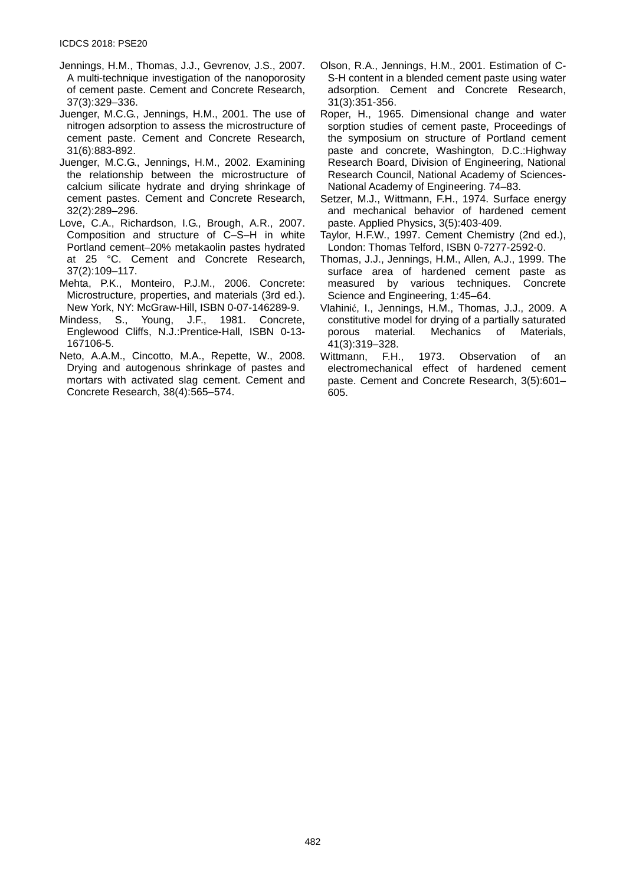Jennings, H.M., Thomas, J.J., Gevrenov, J.S., 2007. A multi-technique investigation of the nanoporosity of cement paste. Cement and Concrete Research, 37(3):329–336.

Juenger, M.C.G., Jennings, H.M., 2001. The use of nitrogen adsorption to assess the microstructure of cement paste. Cement and Concrete Research, 31(6):883-892.

Juenger, M.C.G., Jennings, H.M., 2002. Examining the relationship between the microstructure of calcium silicate hydrate and drying shrinkage of cement pastes. Cement and Concrete Research, 32(2):289–296.

Love, C.A., Richardson, I.G., Brough, A.R., 2007. Composition and structure of C–S–H in white Portland cement–20% metakaolin pastes hydrated at 25 °C. Cement and Concrete Research, 37(2):109–117.

Mehta, P.K., Monteiro, P.J.M., 2006. Concrete: Microstructure, properties, and materials (3rd ed.). New York, NY: McGraw-Hill, ISBN 0-07-146289-9.

Mindess, S., Young, J.F., 1981. Concrete, Englewood Cliffs, N.J.:Prentice-Hall, ISBN 0-13-167106-5.

Neto, A.A.M., Cincotto, M.A., Repette, W., 2008. Drying and autogenous shrinkage of pastes and mortars with activated slag cement. Cement and Concrete Research, 38(4):565–574.

Olson, R.A., Jennings, H.M., 2001. Estimation of C-S-H content in a blended cement paste using water adsorption. Cement and Concrete Research, 31(3):351-356.

Roper, H., 1965. Dimensional change and water sorption studies of cement paste, Proceedings of the symposium on structure of Portland cement paste and concrete, Washington, D.C.:Highway Research Board, Division of Engineering, National Research Council, National Academy of Sciences-National Academy of Engineering. 74–83.

Setzer, M.J., Wittmann, F.H., 1974. Surface energy and mechanical behavior of hardened cement paste. Applied Physics, 3(5):403-409.

Taylor, H.F.W., 1997. Cement Chemistry (2nd ed.), London: Thomas Telford, ISBN 0-7277-2592-0.

Thomas, J.J., Jennings, H.M., Allen, A.J., 1999. The surface area of hardened cement paste as measured by various techniques. Concrete Science and Engineering, 1:45–64.

Vlahinić, I., Jennings, H.M., Thomas, J.J., 2009. A constitutive model for drying of a partially saturated porous material. Mechanics of Materials, 41(3):319–328.

Wittmann, F.H., 1973. Observation of an electromechanical effect of hardened cement paste. Cement and Concrete Research, 3(5):601–605.